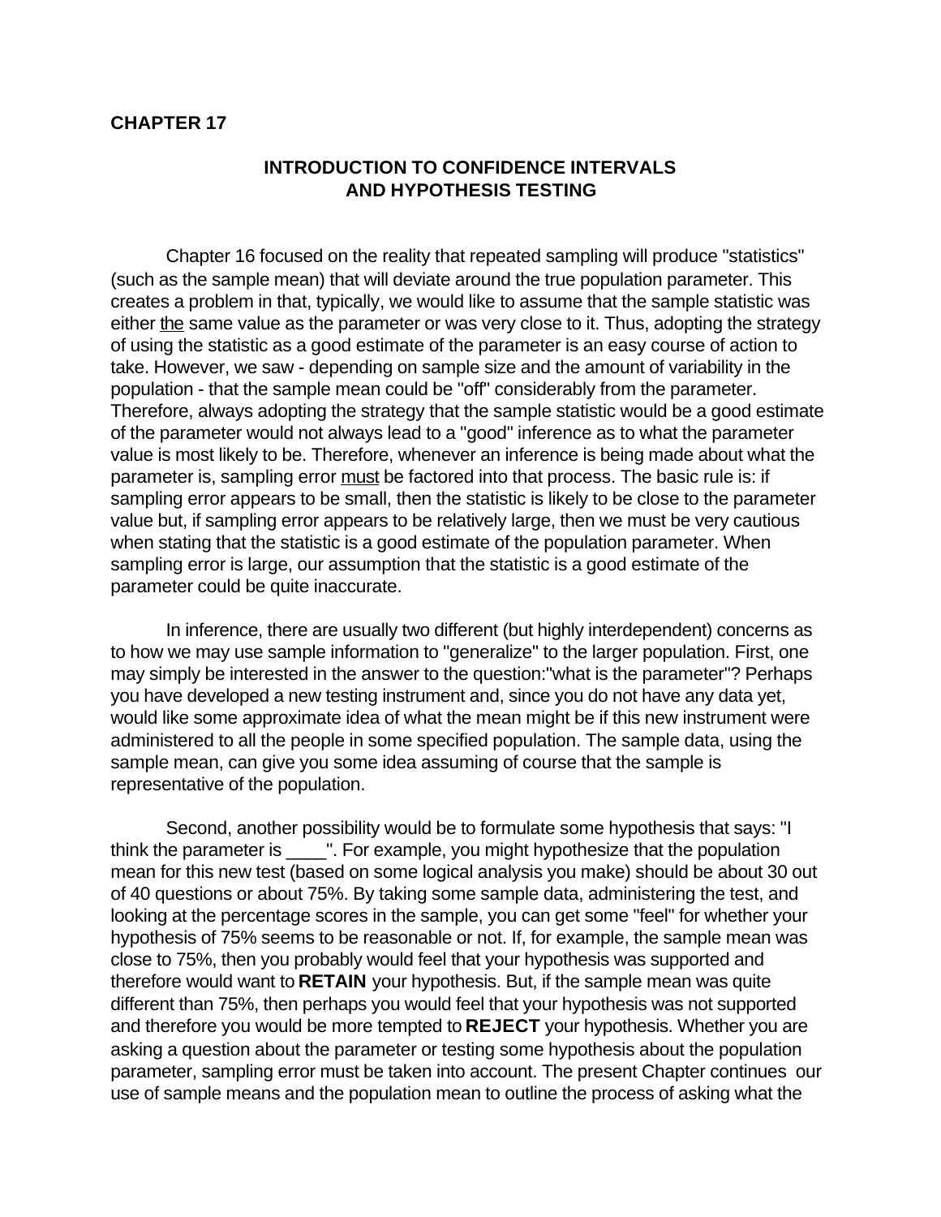**CHAPTER 17**

# INTRODUCTION TO CONFIDENCE INTERVALS AND HYPOTHESIS TESTING

Chapter 16 focused on the reality that repeated sampling will produce "statistics" (such as the sample mean) that will deviate around the true population parameter. This creates a problem in that, typically, we would like to assume that the sample statistic was either the same value as the parameter or was very close to it. Thus, adopting the strategy of using the statistic as a good estimate of the parameter is an easy course of action to take. However, we saw - depending on sample size and the amount of variability in the population - that the sample mean could be "off" considerably from the parameter. Therefore, always adopting the strategy that the sample statistic would be a good estimate of the parameter would not always lead to a "good" inference as to what the parameter value is most likely to be. Therefore, whenever an inference is being made about what the parameter is, sampling error must be factored into that process. The basic rule is: if sampling error appears to be small, then the statistic is likely to be close to the parameter value but, if sampling error appears to be relatively large, then we must be very cautious when stating that the statistic is a good estimate of the population parameter. When sampling error is large, our assumption that the statistic is a good estimate of the parameter could be quite inaccurate.

In inference, there are usually two different (but highly interdependent) concerns as to how we may use sample information to "generalize" to the larger population. First, one may simply be interested in the answer to the question:"what is the parameter"? Perhaps you have developed a new testing instrument and, since you do not have any data yet, would like some approximate idea of what the mean might be if this new instrument were administered to all the people in some specified population. The sample data, using the sample mean, can give you some idea assuming of course that the sample is representative of the population.

Second, another possibility would be to formulate some hypothesis that says: "I think the parameter is ____". For example, you might hypothesize that the population mean for this new test (based on some logical analysis you make) should be about 30 out of 40 questions or about 75%. By taking some sample data, administering the test, and looking at the percentage scores in the sample, you can get some "feel" for whether your hypothesis of 75% seems to be reasonable or not. If, for example, the sample mean was close to 75%, then you probably would feel that your hypothesis was supported and therefore would want to **RETAIN** your hypothesis. But, if the sample mean was quite different than 75%, then perhaps you would feel that your hypothesis was not supported and therefore you would be more tempted to **REJECT** your hypothesis. Whether you are asking a question about the parameter or testing some hypothesis about the population parameter, sampling error must be taken into account. The present Chapter continues our use of sample means and the population mean to outline the process of asking what the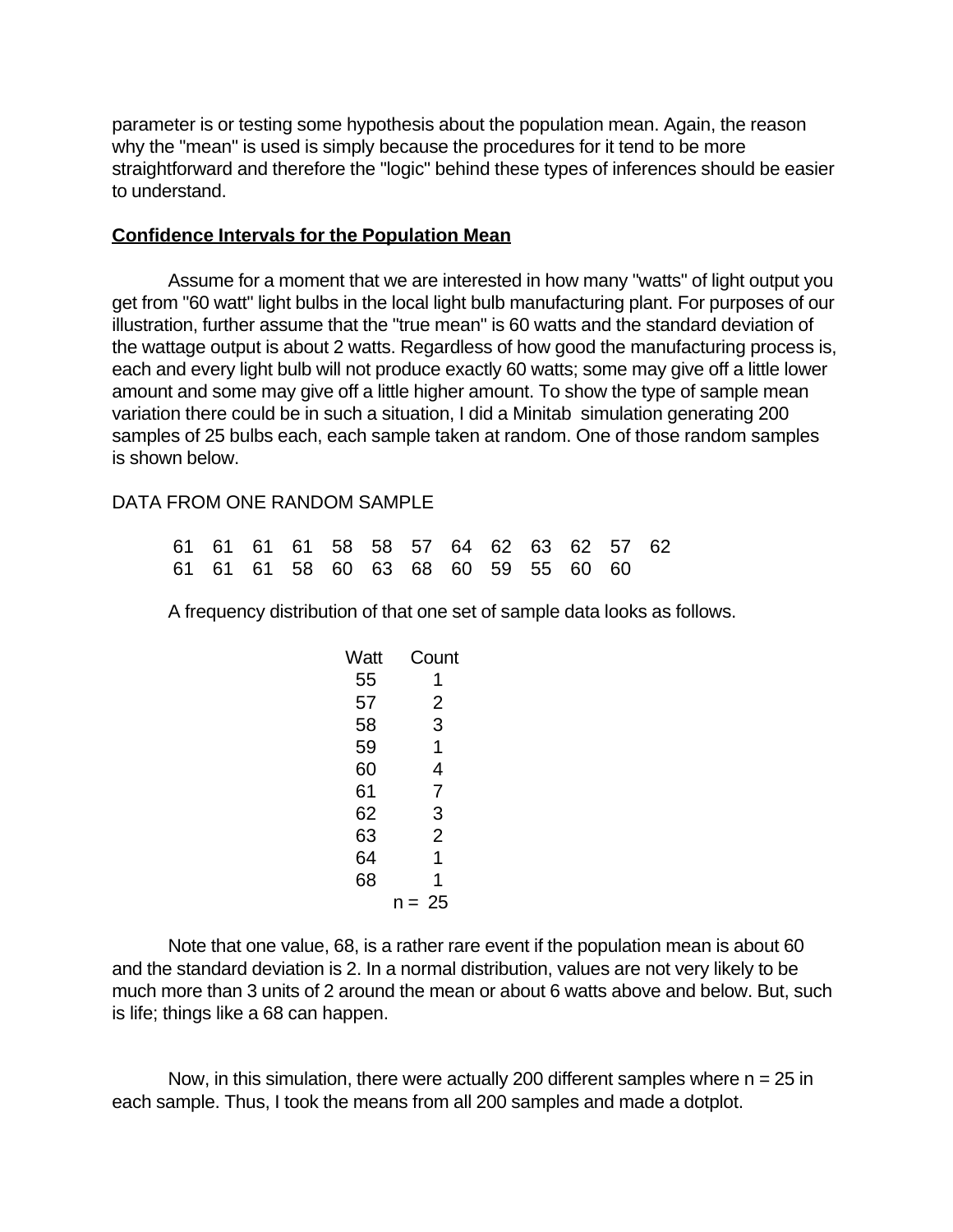parameter is or testing some hypothesis about the population mean. Again, the reason why the "mean" is used is simply because the procedures for it tend to be more straightforward and therefore the "logic" behind these types of inferences should be easier to understand.

**Confidence Intervals for the Population Mean**

Assume for a moment that we are interested in how many "watts" of light output you get from "60 watt" light bulbs in the local light bulb manufacturing plant. For purposes of our illustration, further assume that the "true mean" is 60 watts and the standard deviation of the wattage output is about 2 watts. Regardless of how good the manufacturing process is, each and every light bulb will not produce exactly 60 watts; some may give off a little lower amount and some may give off a little higher amount. To show the type of sample mean variation there could be in such a situation, I did a Minitab simulation generating 200 samples of 25 bulbs each, each sample taken at random. One of those random samples is shown below.

DATA FROM ONE RANDOM SAMPLE

```
61  61  61  61  58  58  57  64  62  63  62  57  62
61  61  61  58  60  63  68  60  59  55  60  60
```

A frequency distribution of that one set of sample data looks as follows.

| Watt | Count |
|---|---|
| 55 | 1 |
| 57 | 2 |
| 58 | 3 |
| 59 | 1 |
| 60 | 4 |
| 61 | 7 |
| 62 | 3 |
| 63 | 2 |
| 64 | 1 |
| 68 | 1 |
| | n = 25 |

Note that one value, 68, is a rather rare event if the population mean is about 60 and the standard deviation is 2. In a normal distribution, values are not very likely to be much more than 3 units of 2 around the mean or about 6 watts above and below. But, such is life; things like a 68 can happen.

Now, in this simulation, there were actually 200 different samples where n = 25 in each sample. Thus, I took the means from all 200 samples and made a dotplot.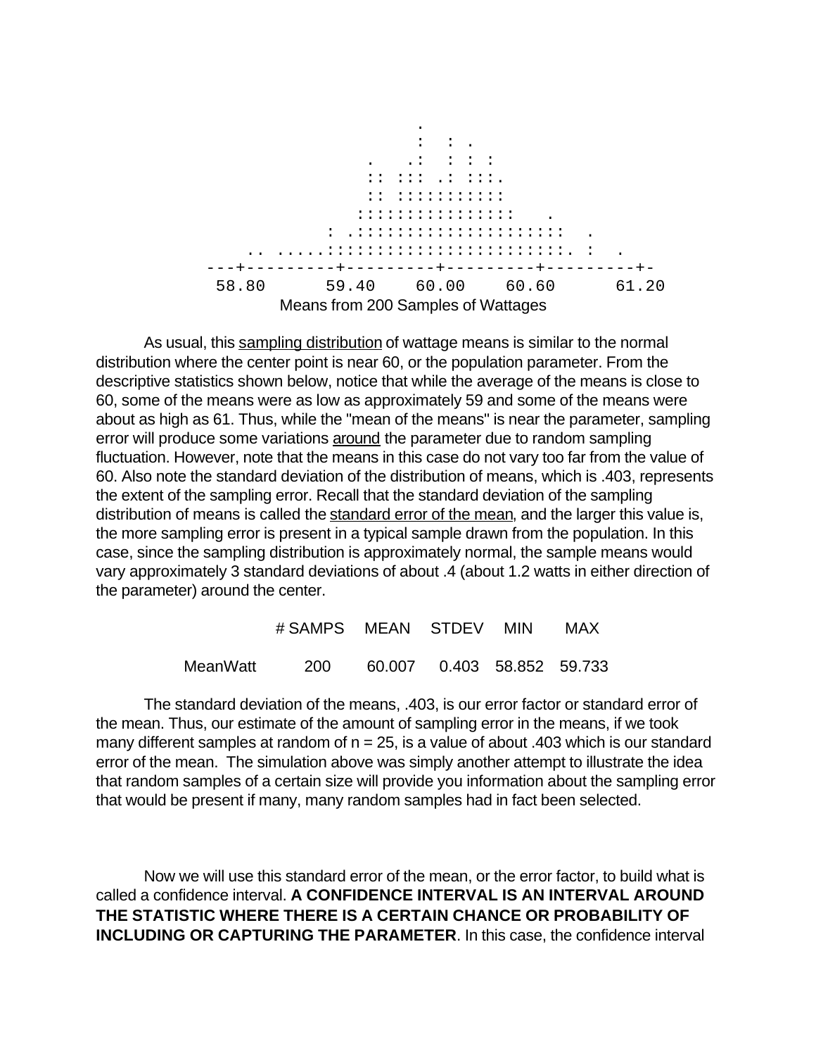```
                                .
                                :  :  .
                           .    .:  :  :  :
                           ::  :::  .:  :::.
                           ::  :::::::::::
                          ::::::::::::::::    .
                      :  .:::::::::::::::::::::   .
                ..  .....:::::::::::::::::::::::::. :   .
          ---+---------+---------+---------+---------+-
           58.80      59.40     60.00     60.60      61.20
```

Means from 200 Samples of Wattages

As usual, this sampling distribution of wattage means is similar to the normal distribution where the center point is near 60, or the population parameter. From the descriptive statistics shown below, notice that while the average of the means is close to 60, some of the means were as low as approximately 59 and some of the means were about as high as 61. Thus, while the "mean of the means" is near the parameter, sampling error will produce some variations around the parameter due to random sampling fluctuation. However, note that the means in this case do not vary too far from the value of 60. Also note the standard deviation of the distribution of means, which is .403, represents the extent of the sampling error. Recall that the standard deviation of the sampling distribution of means is called the standard error of the mean, and the larger this value is, the more sampling error is present in a typical sample drawn from the population. In this case, since the sampling distribution is approximately normal, the sample means would vary approximately 3 standard deviations of about .4 (about 1.2 watts in either direction of the parameter) around the center.

| | # SAMPS | MEAN | STDEV | MIN | MAX |
|---|---|---|---|---|---|
| MeanWatt | 200 | 60.007 | 0.403 | 58.852 | 59.733 |

The standard deviation of the means, .403, is our error factor or standard error of the mean. Thus, our estimate of the amount of sampling error in the means, if we took many different samples at random of $n = 25$, is a value of about .403 which is our standard error of the mean. The simulation above was simply another attempt to illustrate the idea that random samples of a certain size will provide you information about the sampling error that would be present if many, many random samples had in fact been selected.

Now we will use this standard error of the mean, or the error factor, to build what is called a confidence interval. **A CONFIDENCE INTERVAL IS AN INTERVAL AROUND THE STATISTIC WHERE THERE IS A CERTAIN CHANCE OR PROBABILITY OF INCLUDING OR CAPTURING THE PARAMETER**. In this case, the confidence interval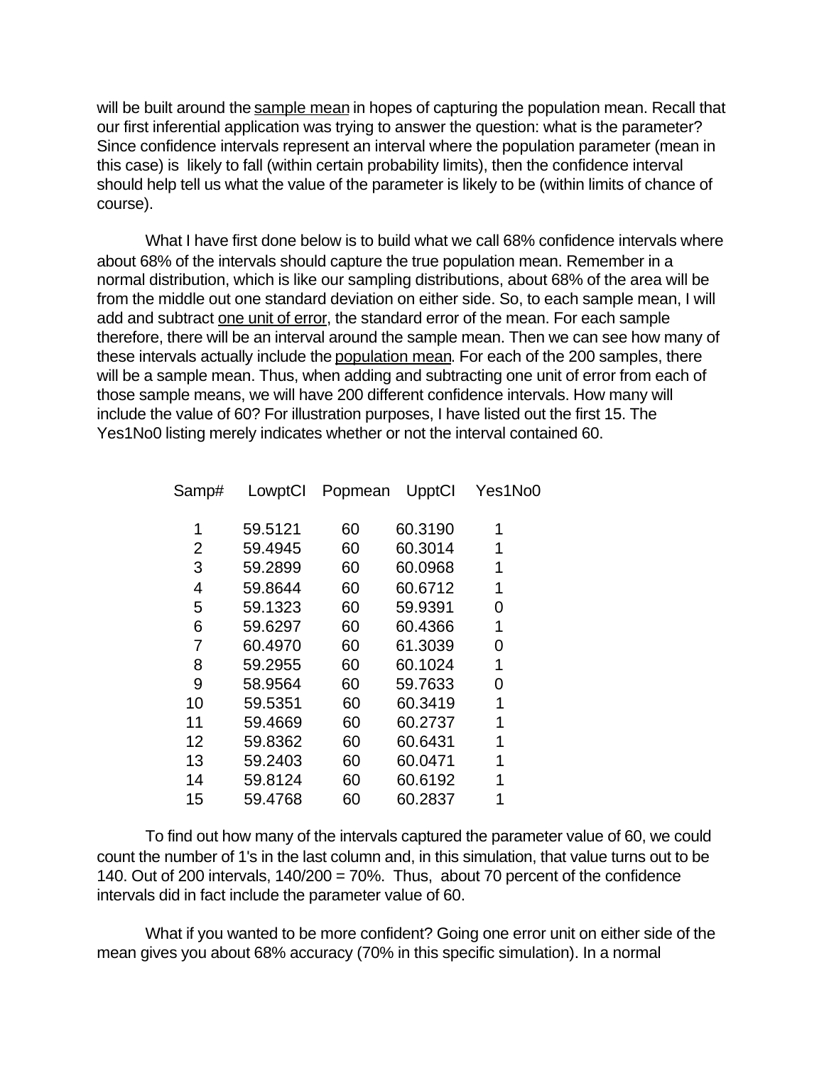will be built around the sample mean in hopes of capturing the population mean. Recall that our first inferential application was trying to answer the question: what is the parameter? Since confidence intervals represent an interval where the population parameter (mean in this case) is likely to fall (within certain probability limits), then the confidence interval should help tell us what the value of the parameter is likely to be (within limits of chance of course).

What I have first done below is to build what we call 68% confidence intervals where about 68% of the intervals should capture the true population mean. Remember in a normal distribution, which is like our sampling distributions, about 68% of the area will be from the middle out one standard deviation on either side. So, to each sample mean, I will add and subtract one unit of error, the standard error of the mean. For each sample therefore, there will be an interval around the sample mean. Then we can see how many of these intervals actually include the population mean. For each of the 200 samples, there will be a sample mean. Thus, when adding and subtracting one unit of error from each of those sample means, we will have 200 different confidence intervals. How many will include the value of 60? For illustration purposes, I have listed out the first 15. The Yes1No0 listing merely indicates whether or not the interval contained 60.

| Samp# | LowptCI | Popmean | UpptCI | Yes1No0 |
|---|---|---|---|---|
| 1 | 59.5121 | 60 | 60.3190 | 1 |
| 2 | 59.4945 | 60 | 60.3014 | 1 |
| 3 | 59.2899 | 60 | 60.0968 | 1 |
| 4 | 59.8644 | 60 | 60.6712 | 1 |
| 5 | 59.1323 | 60 | 59.9391 | 0 |
| 6 | 59.6297 | 60 | 60.4366 | 1 |
| 7 | 60.4970 | 60 | 61.3039 | 0 |
| 8 | 59.2955 | 60 | 60.1024 | 1 |
| 9 | 58.9564 | 60 | 59.7633 | 0 |
| 10 | 59.5351 | 60 | 60.3419 | 1 |
| 11 | 59.4669 | 60 | 60.2737 | 1 |
| 12 | 59.8362 | 60 | 60.6431 | 1 |
| 13 | 59.2403 | 60 | 60.0471 | 1 |
| 14 | 59.8124 | 60 | 60.6192 | 1 |
| 15 | 59.4768 | 60 | 60.2837 | 1 |

To find out how many of the intervals captured the parameter value of 60, we could count the number of 1's in the last column and, in this simulation, that value turns out to be 140. Out of 200 intervals, 140/200 = 70%. Thus, about 70 percent of the confidence intervals did in fact include the parameter value of 60.

What if you wanted to be more confident? Going one error unit on either side of the mean gives you about 68% accuracy (70% in this specific simulation). In a normal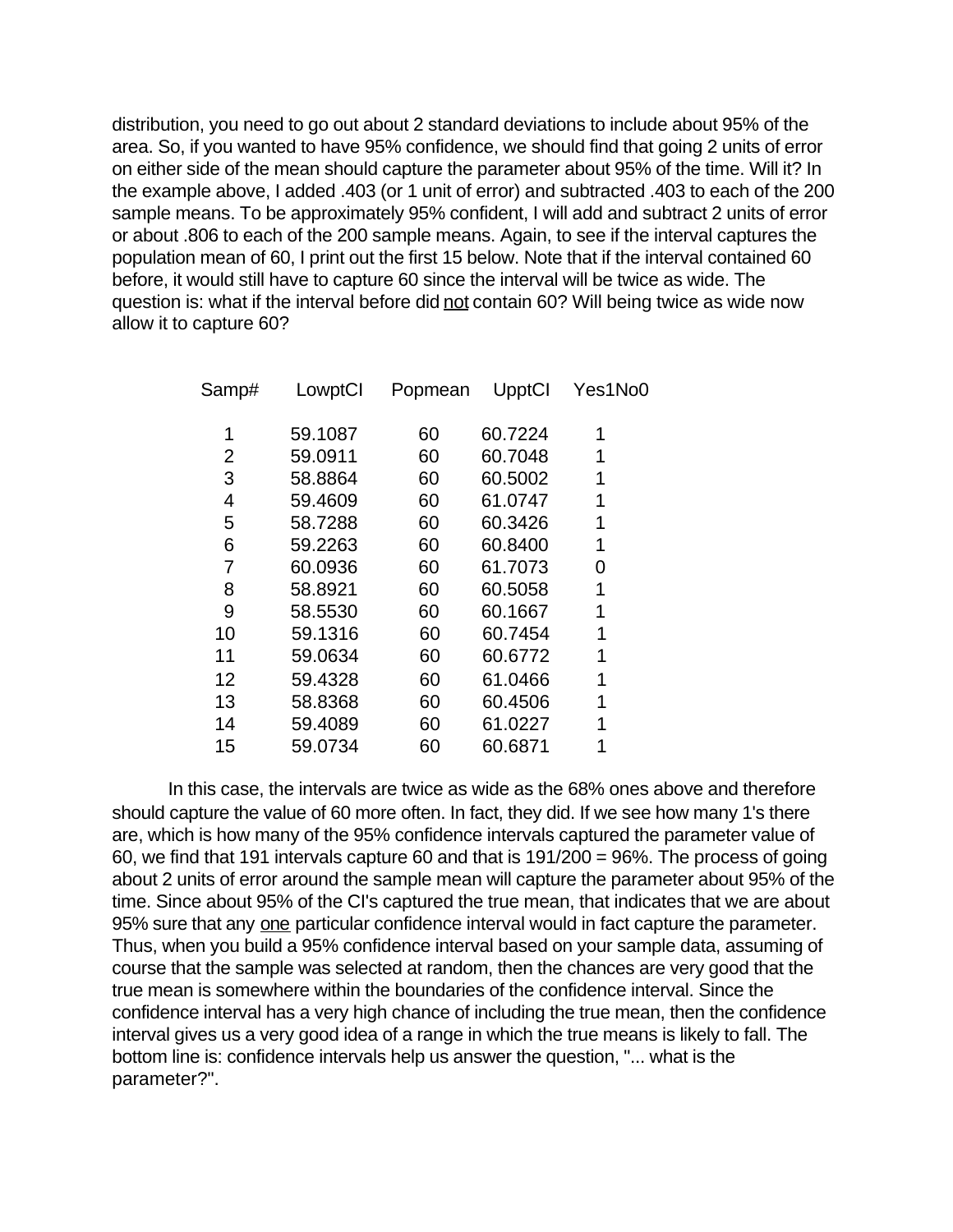distribution, you need to go out about 2 standard deviations to include about 95% of the area. So, if you wanted to have 95% confidence, we should find that going 2 units of error on either side of the mean should capture the parameter about 95% of the time. Will it? In the example above, I added .403 (or 1 unit of error) and subtracted .403 to each of the 200 sample means. To be approximately 95% confident, I will add and subtract 2 units of error or about .806 to each of the 200 sample means. Again, to see if the interval captures the population mean of 60, I print out the first 15 below. Note that if the interval contained 60 before, it would still have to capture 60 since the interval will be twice as wide. The question is: what if the interval before did <u>not</u> contain 60? Will being twice as wide now allow it to capture 60?

| Samp# | LowptCI | Popmean | UpptCI | Yes1No0 |
|---|---|---|---|---|
| 1 | 59.1087 | 60 | 60.7224 | 1 |
| 2 | 59.0911 | 60 | 60.7048 | 1 |
| 3 | 58.8864 | 60 | 60.5002 | 1 |
| 4 | 59.4609 | 60 | 61.0747 | 1 |
| 5 | 58.7288 | 60 | 60.3426 | 1 |
| 6 | 59.2263 | 60 | 60.8400 | 1 |
| 7 | 60.0936 | 60 | 61.7073 | 0 |
| 8 | 58.8921 | 60 | 60.5058 | 1 |
| 9 | 58.5530 | 60 | 60.1667 | 1 |
| 10 | 59.1316 | 60 | 60.7454 | 1 |
| 11 | 59.0634 | 60 | 60.6772 | 1 |
| 12 | 59.4328 | 60 | 61.0466 | 1 |
| 13 | 58.8368 | 60 | 60.4506 | 1 |
| 14 | 59.4089 | 60 | 61.0227 | 1 |
| 15 | 59.0734 | 60 | 60.6871 | 1 |

In this case, the intervals are twice as wide as the 68% ones above and therefore should capture the value of 60 more often. In fact, they did. If we see how many 1's there are, which is how many of the 95% confidence intervals captured the parameter value of 60, we find that 191 intervals capture 60 and that is 191/200 = 96%. The process of going about 2 units of error around the sample mean will capture the parameter about 95% of the time. Since about 95% of the CI's captured the true mean, that indicates that we are about 95% sure that any <u>one</u> particular confidence interval would in fact capture the parameter. Thus, when you build a 95% confidence interval based on your sample data, assuming of course that the sample was selected at random, then the chances are very good that the true mean is somewhere within the boundaries of the confidence interval. Since the confidence interval has a very high chance of including the true mean, then the confidence interval gives us a very good idea of a range in which the true means is likely to fall. The bottom line is: confidence intervals help us answer the question, "... what is the parameter?".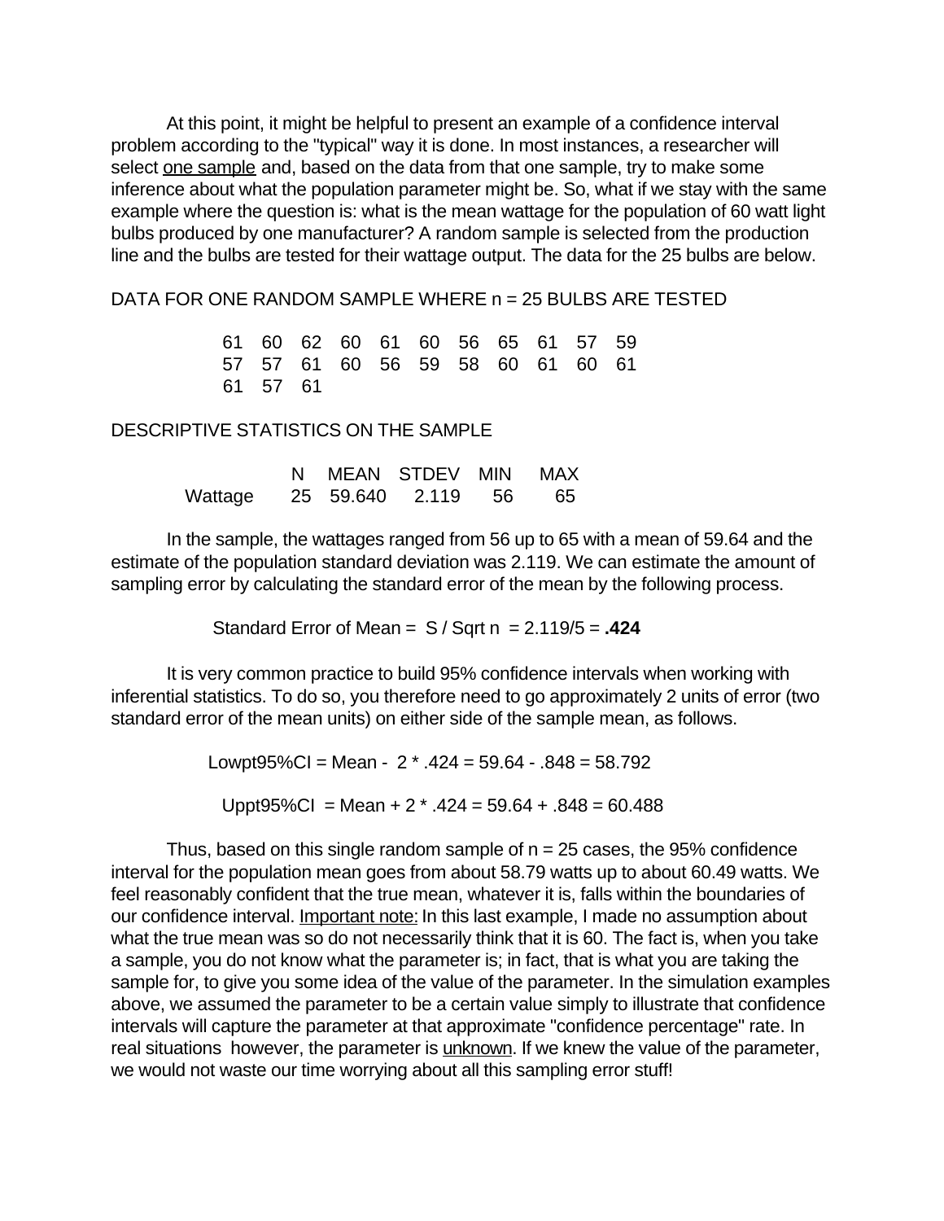At this point, it might be helpful to present an example of a confidence interval problem according to the "typical" way it is done. In most instances, a researcher will select one sample and, based on the data from that one sample, try to make some inference about what the population parameter might be. So, what if we stay with the same example where the question is: what is the mean wattage for the population of 60 watt light bulbs produced by one manufacturer? A random sample is selected from the production line and the bulbs are tested for their wattage output. The data for the 25 bulbs are below.

DATA FOR ONE RANDOM SAMPLE WHERE n = 25 BULBS ARE TESTED

```
61  60  62  60  61  60  56  65  61  57  59
57  57  61  60  56  59  58  60  61  60  61
61  57  61
```

DESCRIPTIVE STATISTICS ON THE SAMPLE

| | N | MEAN | STDEV | MIN | MAX |
|---|---|---|---|---|---|
| Wattage | 25 | 59.640 | 2.119 | 56 | 65 |

In the sample, the wattages ranged from 56 up to 65 with a mean of 59.64 and the estimate of the population standard deviation was 2.119. We can estimate the amount of sampling error by calculating the standard error of the mean by the following process.

Standard Error of Mean = S / Sqrt n = 2.119/5 = **.424**

It is very common practice to build 95% confidence intervals when working with inferential statistics. To do so, you therefore need to go approximately 2 units of error (two standard error of the mean units) on either side of the sample mean, as follows.

Lowpt95%CI = Mean - 2 * .424 = 59.64 - .848 = 58.792

Uppt95%CI = Mean + 2 * .424 = 59.64 + .848 = 60.488

Thus, based on this single random sample of n = 25 cases, the 95% confidence interval for the population mean goes from about 58.79 watts up to about 60.49 watts. We feel reasonably confident that the true mean, whatever it is, falls within the boundaries of our confidence interval. Important note: In this last example, I made no assumption about what the true mean was so do not necessarily think that it is 60. The fact is, when you take a sample, you do not know what the parameter is; in fact, that is what you are taking the sample for, to give you some idea of the value of the parameter. In the simulation examples above, we assumed the parameter to be a certain value simply to illustrate that confidence intervals will capture the parameter at that approximate "confidence percentage" rate. In real situations however, the parameter is unknown. If we knew the value of the parameter, we would not waste our time worrying about all this sampling error stuff!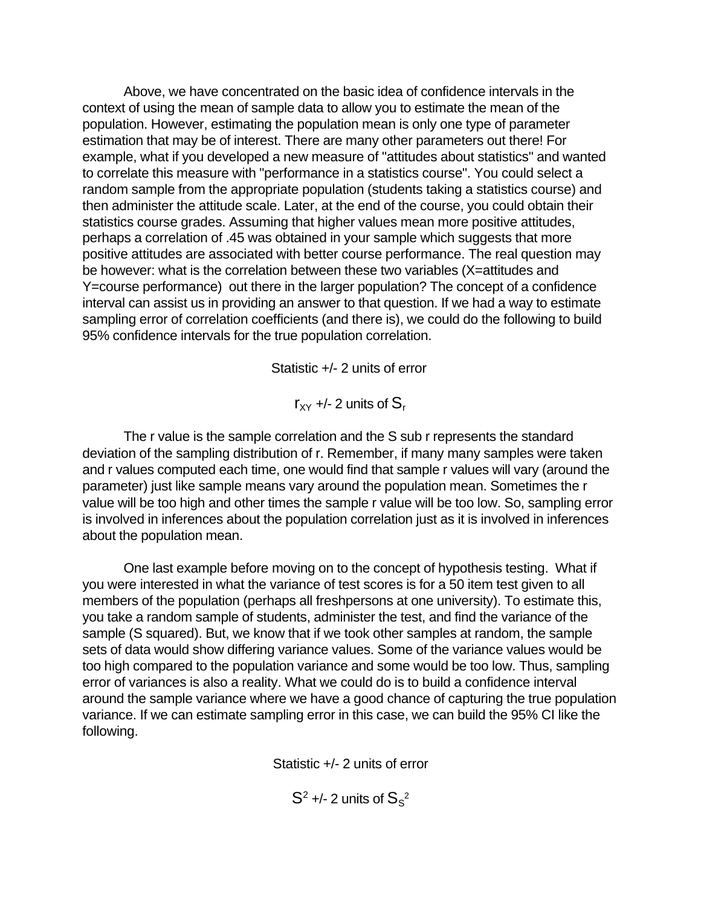Above, we have concentrated on the basic idea of confidence intervals in the context of using the mean of sample data to allow you to estimate the mean of the population. However, estimating the population mean is only one type of parameter estimation that may be of interest. There are many other parameters out there! For example, what if you developed a new measure of "attitudes about statistics" and wanted to correlate this measure with "performance in a statistics course". You could select a random sample from the appropriate population (students taking a statistics course) and then administer the attitude scale. Later, at the end of the course, you could obtain their statistics course grades. Assuming that higher values mean more positive attitudes, perhaps a correlation of .45 was obtained in your sample which suggests that more positive attitudes are associated with better course performance. The real question may be however: what is the correlation between these two variables (X=attitudes and Y=course performance) out there in the larger population? The concept of a confidence interval can assist us in providing an answer to that question. If we had a way to estimate sampling error of correlation coefficients (and there is), we could do the following to build 95% confidence intervals for the true population correlation.

Statistic +/- 2 units of error

$$r_{XY} \text{ +/- 2 units of } S_r$$

The r value is the sample correlation and the S sub r represents the standard deviation of the sampling distribution of r. Remember, if many many samples were taken and r values computed each time, one would find that sample r values will vary (around the parameter) just like sample means vary around the population mean. Sometimes the r value will be too high and other times the sample r value will be too low. So, sampling error is involved in inferences about the population correlation just as it is involved in inferences about the population mean.

One last example before moving on to the concept of hypothesis testing. What if you were interested in what the variance of test scores is for a 50 item test given to all members of the population (perhaps all freshpersons at one university). To estimate this, you take a random sample of students, administer the test, and find the variance of the sample (S squared). But, we know that if we took other samples at random, the sample sets of data would show differing variance values. Some of the variance values would be too high compared to the population variance and some would be too low. Thus, sampling error of variances is also a reality. What we could do is to build a confidence interval around the sample variance where we have a good chance of capturing the true population variance. If we can estimate sampling error in this case, we can build the 95% CI like the following.

Statistic +/- 2 units of error

$$S^2 \text{ +/- 2 units of } S_{S^2}$$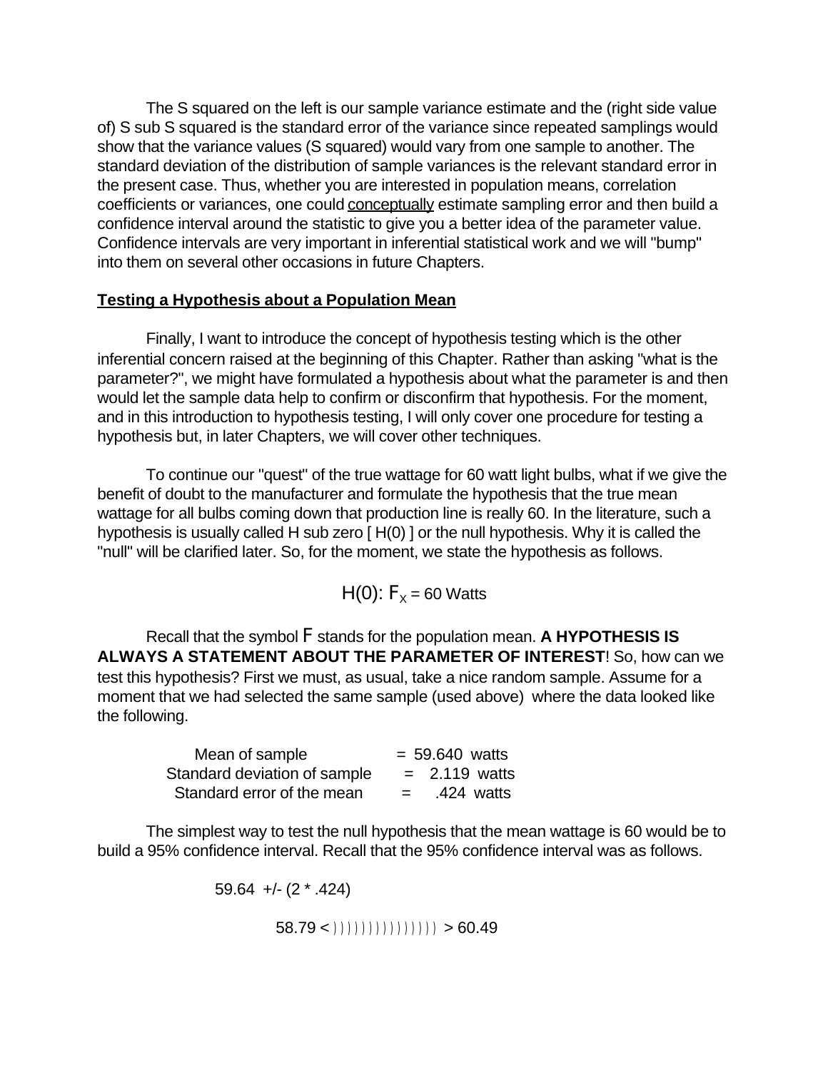The S squared on the left is our sample variance estimate and the (right side value of) S sub S squared is the standard error of the variance since repeated samplings would show that the variance values (S squared) would vary from one sample to another. The standard deviation of the distribution of sample variances is the relevant standard error in the present case. Thus, whether you are interested in population means, correlation coefficients or variances, one could conceptually estimate sampling error and then build a confidence interval around the statistic to give you a better idea of the parameter value. Confidence intervals are very important in inferential statistical work and we will "bump" into them on several other occasions in future Chapters.

## Testing a Hypothesis about a Population Mean

Finally, I want to introduce the concept of hypothesis testing which is the other inferential concern raised at the beginning of this Chapter. Rather than asking "what is the parameter?", we might have formulated a hypothesis about what the parameter is and then would let the sample data help to confirm or disconfirm that hypothesis. For the moment, and in this introduction to hypothesis testing, I will only cover one procedure for testing a hypothesis but, in later Chapters, we will cover other techniques.

To continue our "quest" of the true wattage for 60 watt light bulbs, what if we give the benefit of doubt to the manufacturer and formulate the hypothesis that the true mean wattage for all bulbs coming down that production line is really 60. In the literature, such a hypothesis is usually called H sub zero [ H(0) ] or the null hypothesis. Why it is called the "null" will be clarified later. So, for the moment, we state the hypothesis as follows.

$$H(0): F_X = 60 \text{ Watts}$$

Recall that the symbol F stands for the population mean. **A HYPOTHESIS IS ALWAYS A STATEMENT ABOUT THE PARAMETER OF INTEREST**! So, how can we test this hypothesis? First we must, as usual, take a nice random sample. Assume for a moment that we had selected the same sample (used above) where the data looked like the following.

| | | |
|---|---|---|
| Mean of sample | = | 59.640 watts |
| Standard deviation of sample | = | 2.119 watts |
| Standard error of the mean | = | .424 watts |

The simplest way to test the null hypothesis that the mean wattage is 60 would be to build a 95% confidence interval. Recall that the 95% confidence interval was as follows.

$$59.64 \pm (2 * .424)$$

58.79 < )))))))))))))))) > 60.49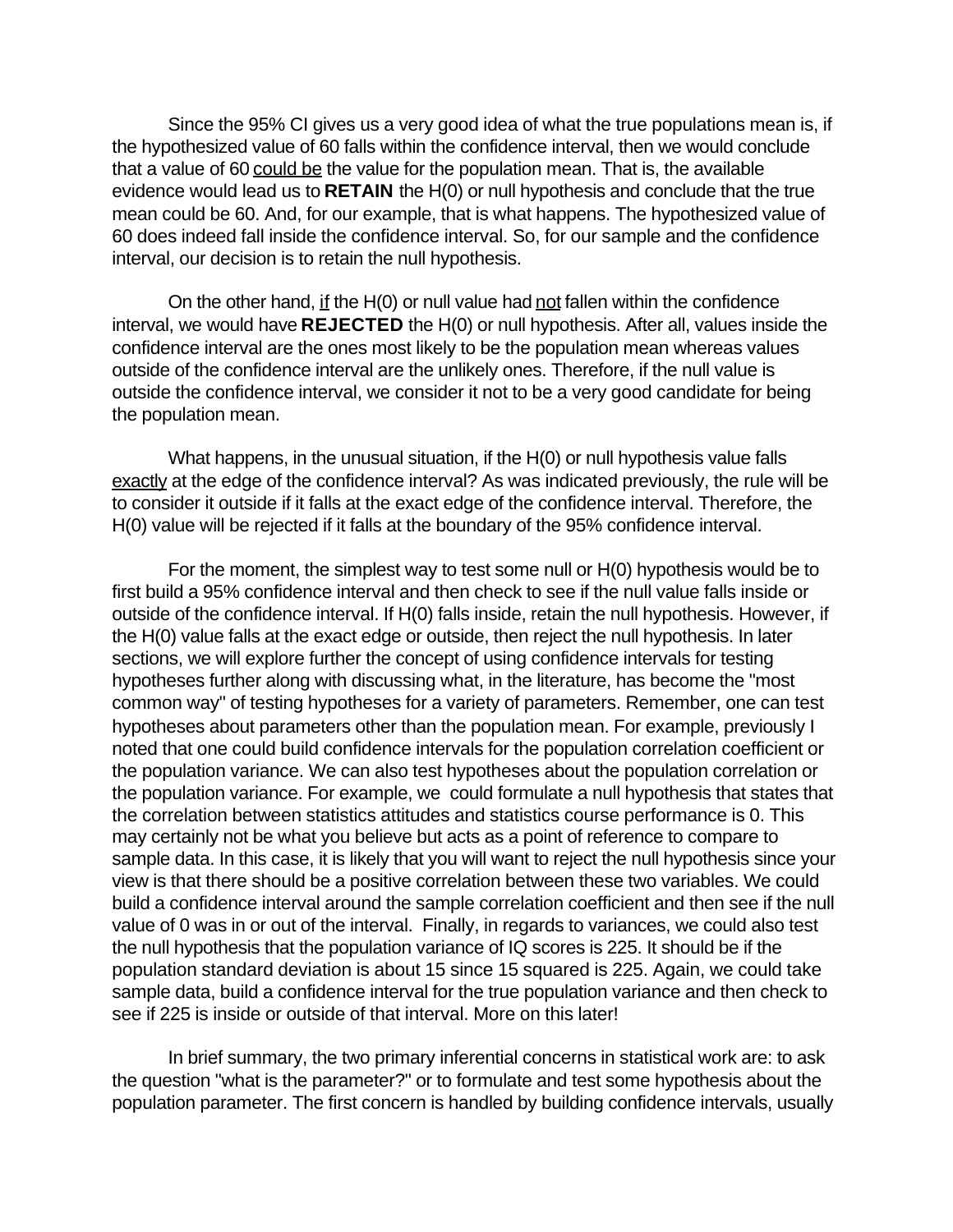Since the 95% CI gives us a very good idea of what the true populations mean is, if the hypothesized value of 60 falls within the confidence interval, then we would conclude that a value of 60 could be the value for the population mean. That is, the available evidence would lead us to **RETAIN** the H(0) or null hypothesis and conclude that the true mean could be 60. And, for our example, that is what happens. The hypothesized value of 60 does indeed fall inside the confidence interval. So, for our sample and the confidence interval, our decision is to retain the null hypothesis.

On the other hand, if the H(0) or null value had not fallen within the confidence interval, we would have **REJECTED** the H(0) or null hypothesis. After all, values inside the confidence interval are the ones most likely to be the population mean whereas values outside of the confidence interval are the unlikely ones. Therefore, if the null value is outside the confidence interval, we consider it not to be a very good candidate for being the population mean.

What happens, in the unusual situation, if the H(0) or null hypothesis value falls exactly at the edge of the confidence interval? As was indicated previously, the rule will be to consider it outside if it falls at the exact edge of the confidence interval. Therefore, the H(0) value will be rejected if it falls at the boundary of the 95% confidence interval.

For the moment, the simplest way to test some null or H(0) hypothesis would be to first build a 95% confidence interval and then check to see if the null value falls inside or outside of the confidence interval. If H(0) falls inside, retain the null hypothesis. However, if the H(0) value falls at the exact edge or outside, then reject the null hypothesis. In later sections, we will explore further the concept of using confidence intervals for testing hypotheses further along with discussing what, in the literature, has become the "most common way" of testing hypotheses for a variety of parameters. Remember, one can test hypotheses about parameters other than the population mean. For example, previously I noted that one could build confidence intervals for the population correlation coefficient or the population variance. We can also test hypotheses about the population correlation or the population variance. For example, we could formulate a null hypothesis that states that the correlation between statistics attitudes and statistics course performance is 0. This may certainly not be what you believe but acts as a point of reference to compare to sample data. In this case, it is likely that you will want to reject the null hypothesis since your view is that there should be a positive correlation between these two variables. We could build a confidence interval around the sample correlation coefficient and then see if the null value of 0 was in or out of the interval. Finally, in regards to variances, we could also test the null hypothesis that the population variance of IQ scores is 225. It should be if the population standard deviation is about 15 since 15 squared is 225. Again, we could take sample data, build a confidence interval for the true population variance and then check to see if 225 is inside or outside of that interval. More on this later!

In brief summary, the two primary inferential concerns in statistical work are: to ask the question "what is the parameter?" or to formulate and test some hypothesis about the population parameter. The first concern is handled by building confidence intervals, usually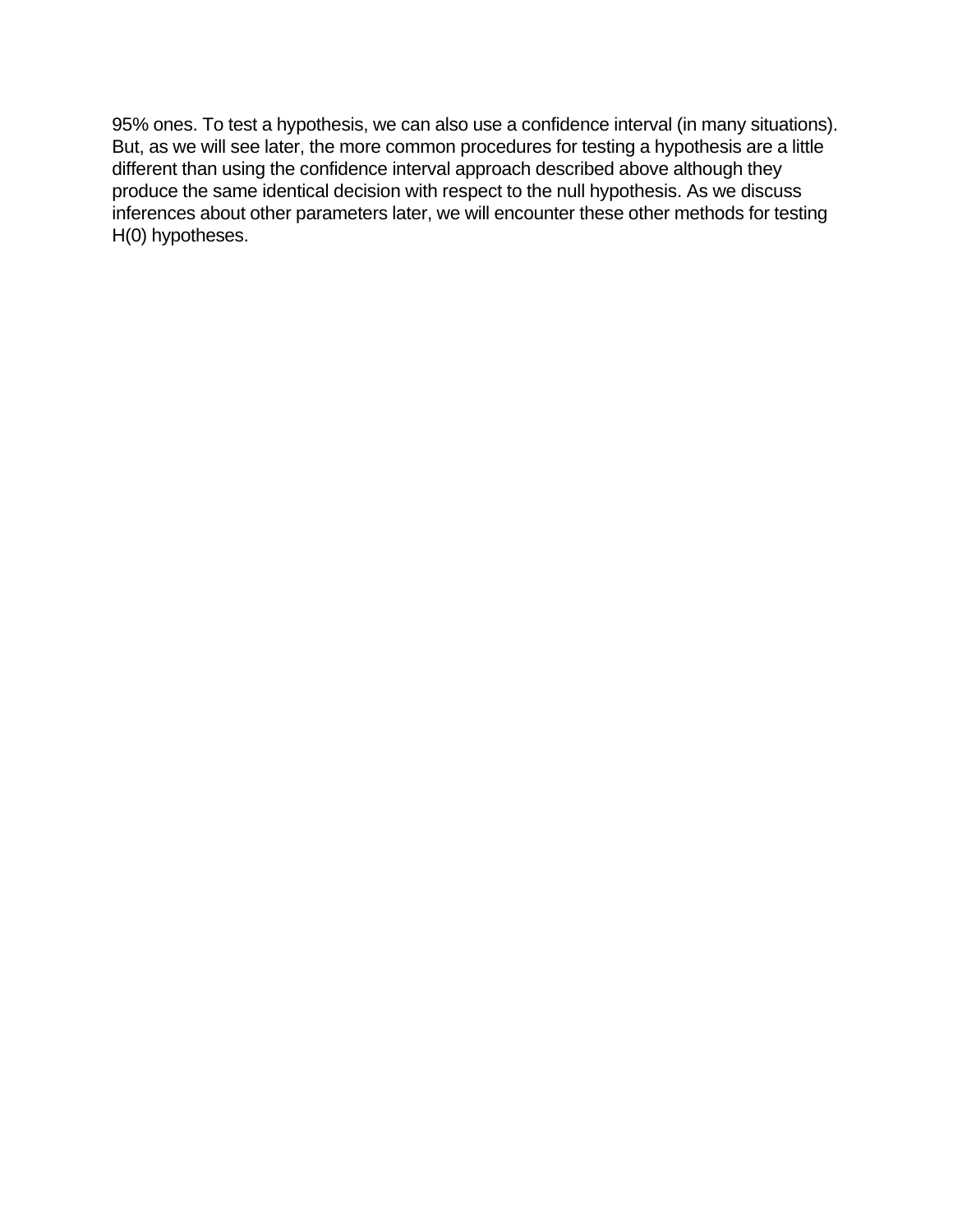95% ones. To test a hypothesis, we can also use a confidence interval (in many situations). But, as we will see later, the more common procedures for testing a hypothesis are a little different than using the confidence interval approach described above although they produce the same identical decision with respect to the null hypothesis. As we discuss inferences about other parameters later, we will encounter these other methods for testing H(0) hypotheses.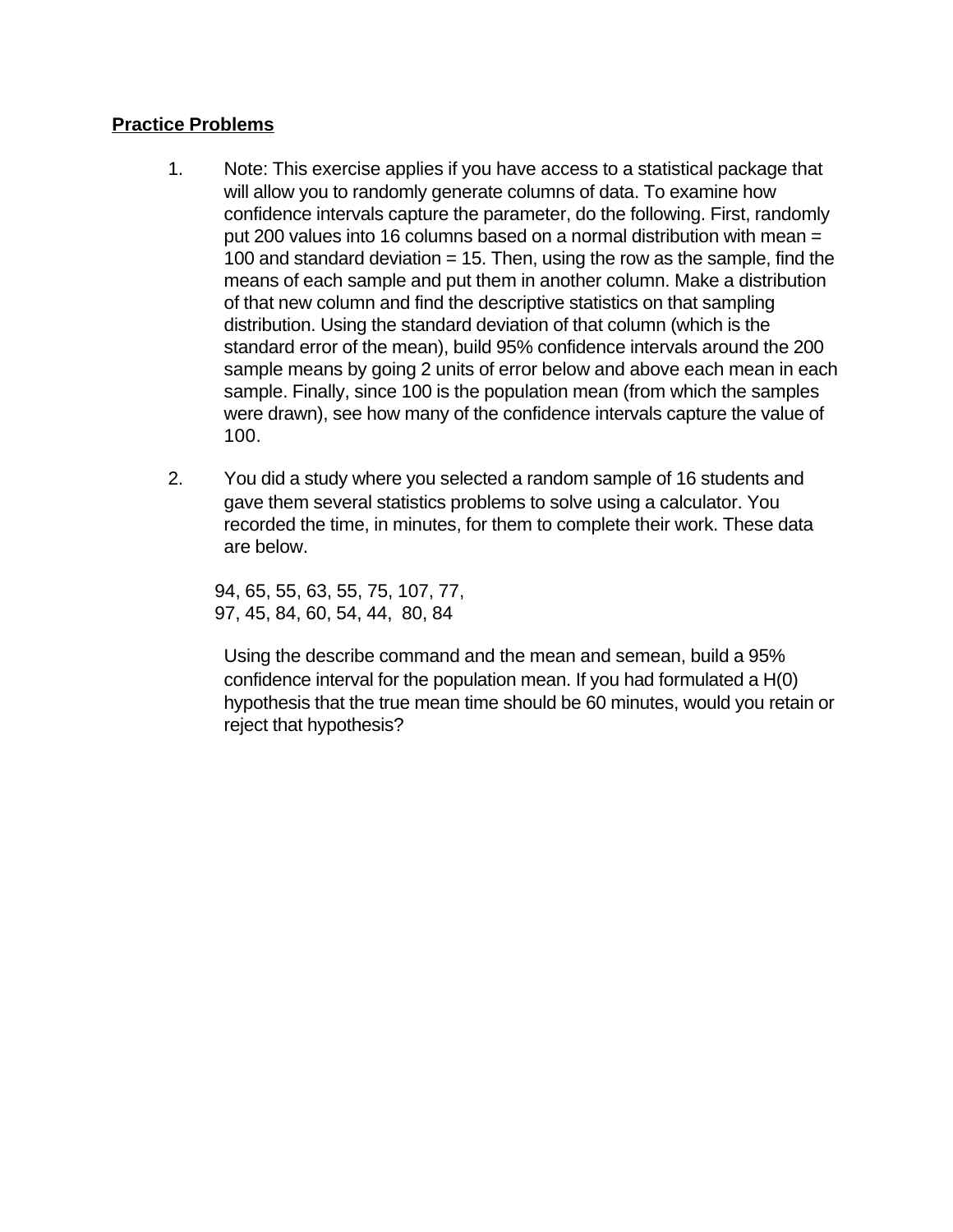**Practice Problems**

1. Note: This exercise applies if you have access to a statistical package that will allow you to randomly generate columns of data. To examine how confidence intervals capture the parameter, do the following. First, randomly put 200 values into 16 columns based on a normal distribution with mean = 100 and standard deviation = 15. Then, using the row as the sample, find the means of each sample and put them in another column. Make a distribution of that new column and find the descriptive statistics on that sampling distribution. Using the standard deviation of that column (which is the standard error of the mean), build 95% confidence intervals around the 200 sample means by going 2 units of error below and above each mean in each sample. Finally, since 100 is the population mean (from which the samples were drawn), see how many of the confidence intervals capture the value of 100.

2. You did a study where you selected a random sample of 16 students and gave them several statistics problems to solve using a calculator. You recorded the time, in minutes, for them to complete their work. These data are below.

   94, 65, 55, 63, 55, 75, 107, 77,
   97, 45, 84, 60, 54, 44, 80, 84

   Using the describe command and the mean and semean, build a 95% confidence interval for the population mean. If you had formulated a H(0) hypothesis that the true mean time should be 60 minutes, would you retain or reject that hypothesis?